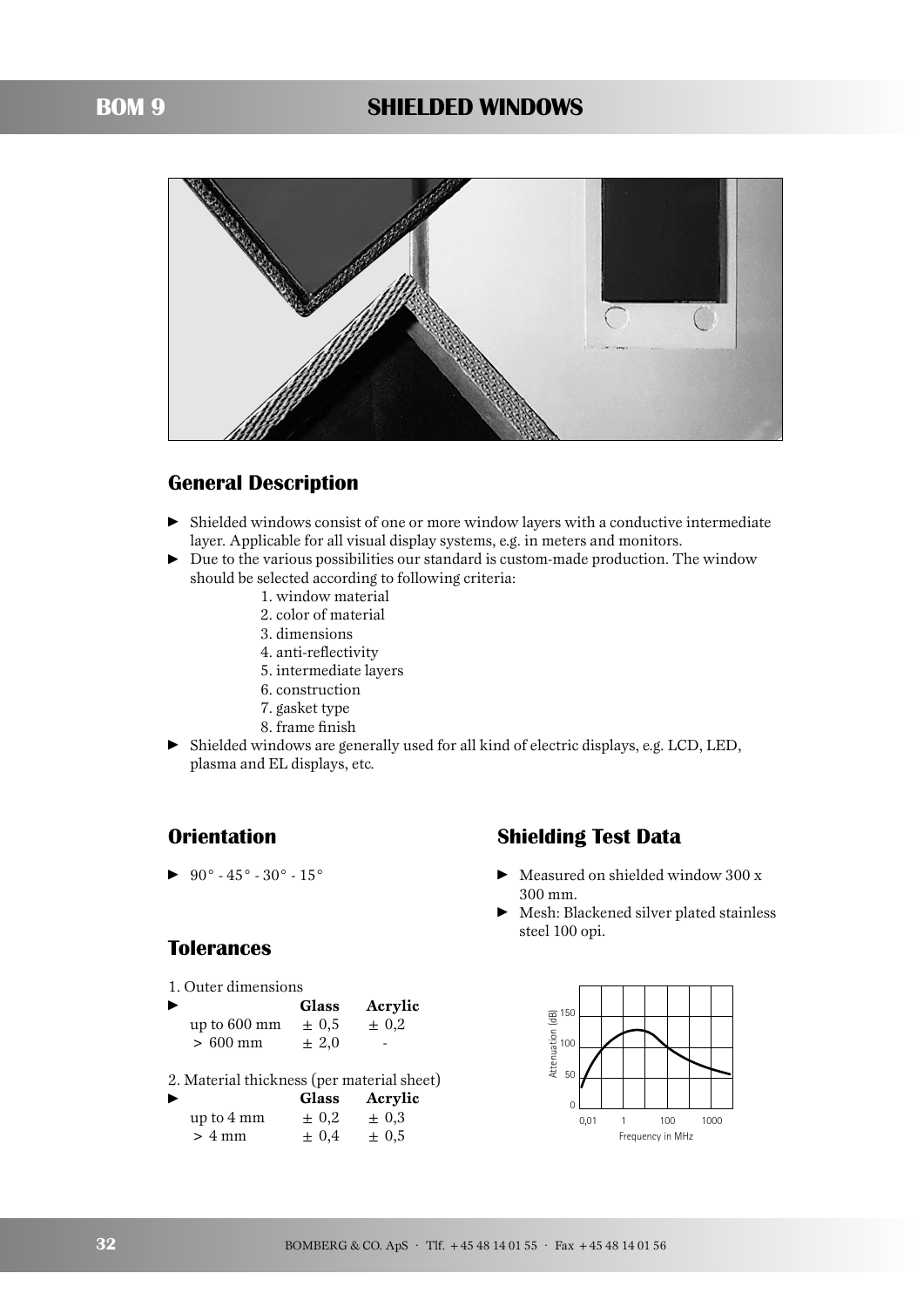# BOM 9 SHIELDED WINDOWS

## General Description

- Shielded windows consist of one or more window layers with a conductive intermediate layer. Applicable for all visual display systems, e.g. in meters and monitors.
- Due to the various possibilities our standard is custom-made production. The window should be selected according to following criteria:
  1. window material
  2. color of material
  3. dimensions
  4. anti-reflectivity
  5. intermediate layers
  6. construction
  7. gasket type
  8. frame finish
- Shielded windows are generally used for all kind of electric displays, e.g. LCD, LED, plasma and EL displays, etc.

## Orientation

- 90° - 45° - 30° - 15°

## Tolerances

1. Outer dimensions

| | Glass | Acrylic |
|---|---|---|
| up to 600 mm | ± 0,5 | ± 0,2 |
| > 600 mm | ± 2,0 | - |

2. Material thickness (per material sheet)

| | Glass | Acrylic |
|---|---|---|
| up to 4 mm | ± 0,2 | ± 0,3 |
| > 4 mm | ± 0,4 | ± 0,5 |

## Shielding Test Data

- Measured on shielded window 300 x 300 mm.
- Mesh: Blackened silver plated stainless steel 100 opi.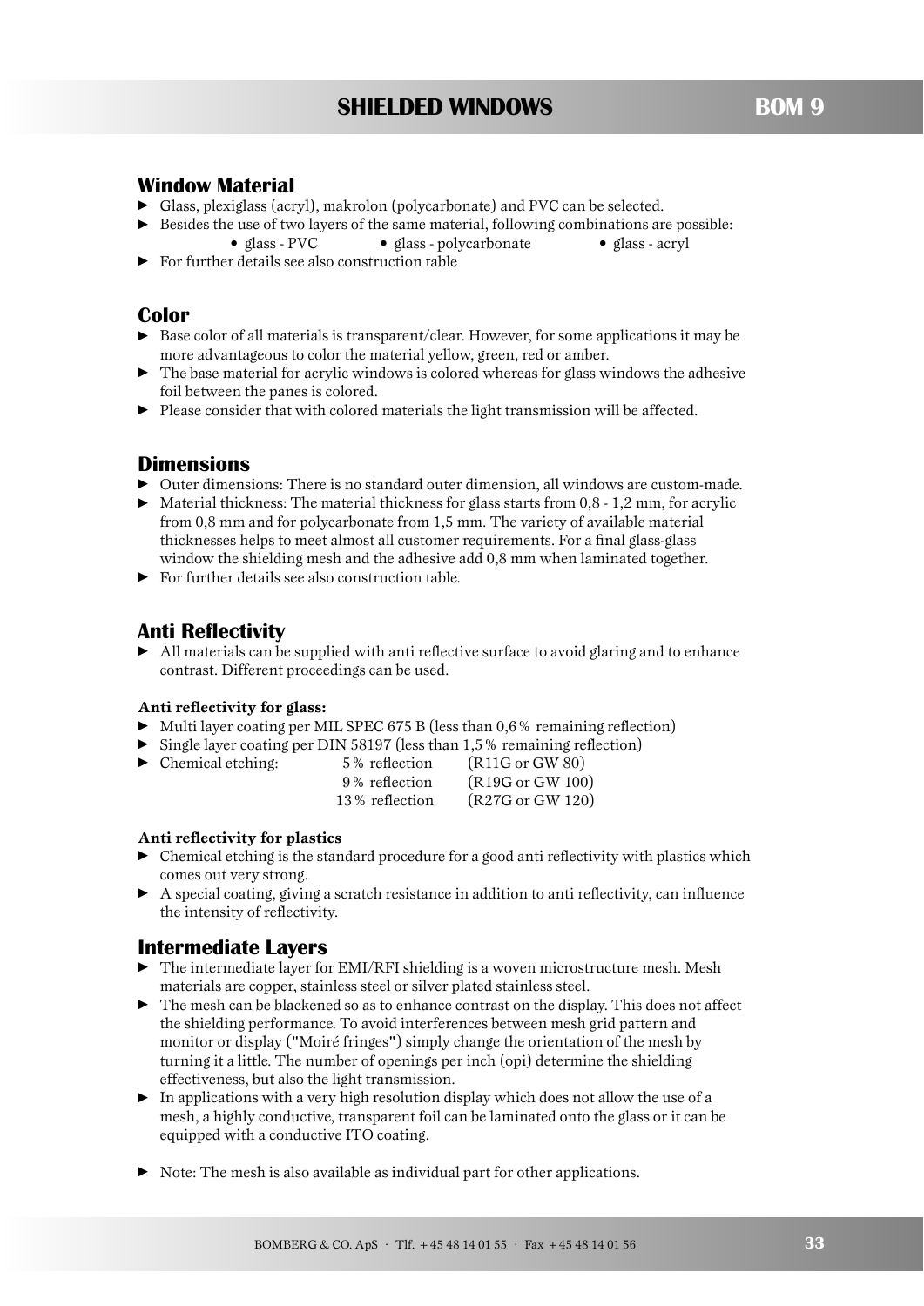# SHIELDED WINDOWS

## Window Material

- Glass, plexiglass (acryl), makrolon (polycarbonate) and PVC can be selected.
- Besides the use of two layers of the same material, following combinations are possible:
  - glass - PVC
  - glass - polycarbonate
  - glass - acryl
- For further details see also construction table

## Color

- Base color of all materials is transparent/clear. However, for some applications it may be more advantageous to color the material yellow, green, red or amber.
- The base material for acrylic windows is colored whereas for glass windows the adhesive foil between the panes is colored.
- Please consider that with colored materials the light transmission will be affected.

## Dimensions

- Outer dimensions: There is no standard outer dimension, all windows are custom-made.
- Material thickness: The material thickness for glass starts from 0,8 - 1,2 mm, for acrylic from 0,8 mm and for polycarbonate from 1,5 mm. The variety of available material thicknesses helps to meet almost all customer requirements. For a final glass-glass window the shielding mesh and the adhesive add 0,8 mm when laminated together.
- For further details see also construction table.

## Anti Reflectivity

- All materials can be supplied with anti reflective surface to avoid glaring and to enhance contrast. Different proceedings can be used.

**Anti reflectivity for glass:**

- Multi layer coating per MIL SPEC 675 B (less than 0,6 % remaining reflection)
- Single layer coating per DIN 58197 (less than 1,5 % remaining reflection)
- Chemical etching:
  - 5 % reflection (R11G or GW 80)
  - 9 % reflection (R19G or GW 100)
  - 13 % reflection (R27G or GW 120)

**Anti reflectivity for plastics**

- Chemical etching is the standard procedure for a good anti reflectivity with plastics which comes out very strong.
- A special coating, giving a scratch resistance in addition to anti reflectivity, can influence the intensity of reflectivity.

## Intermediate Layers

- The intermediate layer for EMI/RFI shielding is a woven microstructure mesh. Mesh materials are copper, stainless steel or silver plated stainless steel.
- The mesh can be blackened so as to enhance contrast on the display. This does not affect the shielding performance. To avoid interferences between mesh grid pattern and monitor or display ("Moiré fringes") simply change the orientation of the mesh by turning it a little. The number of openings per inch (opi) determine the shielding effectiveness, but also the light transmission.
- In applications with a very high resolution display which does not allow the use of a mesh, a highly conductive, transparent foil can be laminated onto the glass or it can be equipped with a conductive ITO coating.
- Note: The mesh is also available as individual part for other applications.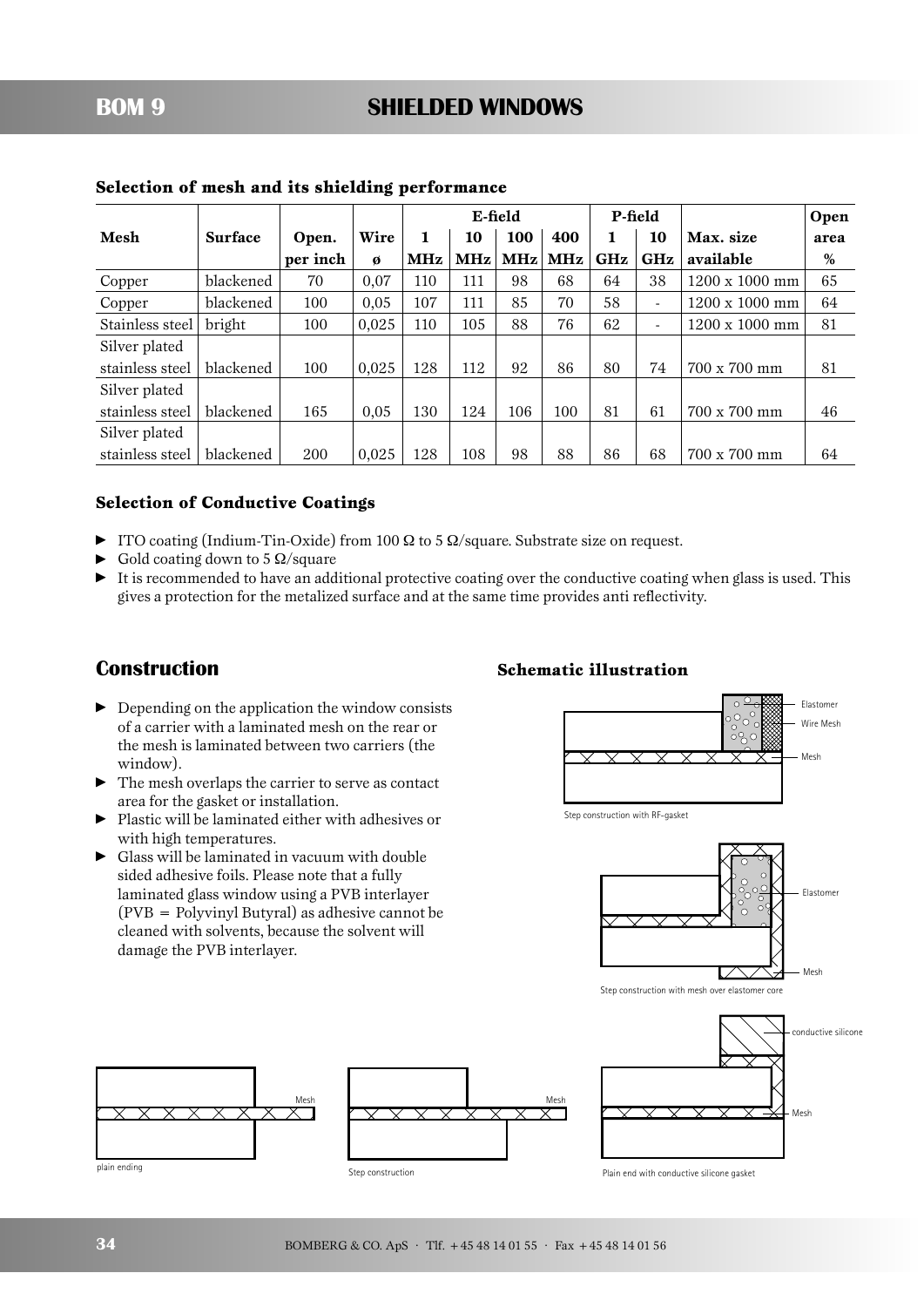# BOM 9 SHIELDED WINDOWS

### Selection of mesh and its shielding performance

| Mesh | Surface | Open. per inch | Wire ø | E-field 1 MHz | E-field 10 MHz | E-field 100 MHz | E-field 400 MHz | P-field 1 GHz | P-field 10 GHz | Max. size available | Open area % |
|---|---|---|---|---|---|---|---|---|---|---|---|
| Copper | blackened | 70 | 0,07 | 110 | 111 | 98 | 68 | 64 | 38 | 1200 x 1000 mm | 65 |
| Copper | blackened | 100 | 0,05 | 107 | 111 | 85 | 70 | 58 | - | 1200 x 1000 mm | 64 |
| Stainless steel | bright | 100 | 0,025 | 110 | 105 | 88 | 76 | 62 | - | 1200 x 1000 mm | 81 |
| Silver plated stainless steel | blackened | 100 | 0,025 | 128 | 112 | 92 | 86 | 80 | 74 | 700 x 700 mm | 81 |
| Silver plated stainless steel | blackened | 165 | 0,05 | 130 | 124 | 106 | 100 | 81 | 61 | 700 x 700 mm | 46 |
| Silver plated stainless steel | blackened | 200 | 0,025 | 128 | 108 | 98 | 88 | 86 | 68 | 700 x 700 mm | 64 |

### Selection of Conductive Coatings

- ITO coating (Indium-Tin-Oxide) from 100 Ω to 5 Ω/square. Substrate size on request.
- Gold coating down to 5 Ω/square
- It is recommended to have an additional protective coating over the conductive coating when glass is used. This gives a protection for the metalized surface and at the same time provides anti reflectivity.

## Construction

- Depending on the application the window consists of a carrier with a laminated mesh on the rear or the mesh is laminated between two carriers (the window).
- The mesh overlaps the carrier to serve as contact area for the gasket or installation.
- Plastic will be laminated either with adhesives or with high temperatures.
- Glass will be laminated in vacuum with double sided adhesive foils. Please note that a fully laminated glass window using a PVB interlayer (PVB = Polyvinyl Butyral) as adhesive cannot be cleaned with solvents, because the solvent will damage the PVB interlayer.

### Schematic illustration

Elastomer
Wire Mesh
Mesh

Step construction with RF-gasket

Elastomer
Mesh

Step construction with mesh over elastomer core

Mesh

plain ending

Mesh

Step construction

conductive silicone
Mesh

Plain end with conductive silicone gasket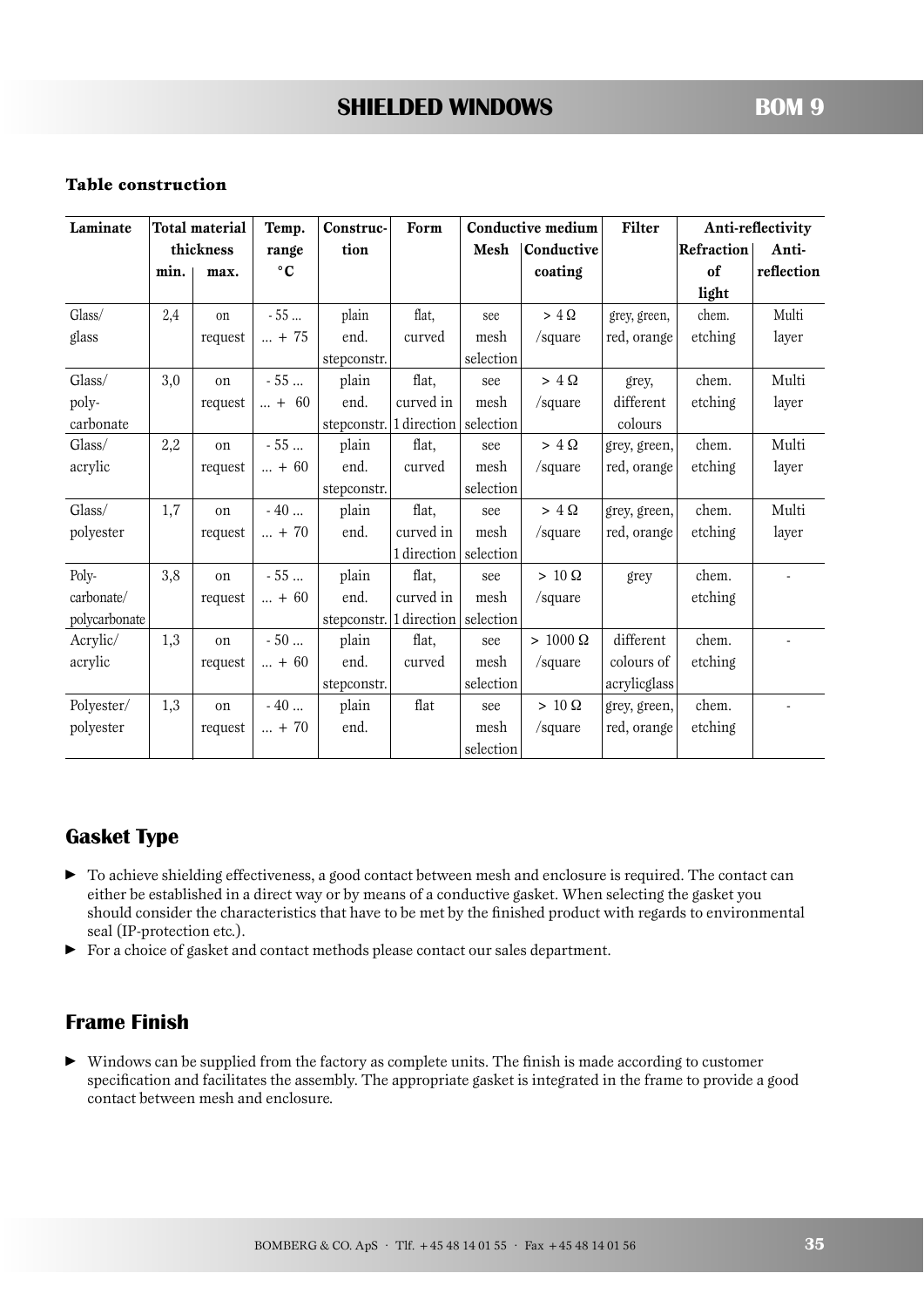## Table construction

| Laminate | Total material thickness | | Temp. range °C | Construction | Form | Conductive medium | | Filter | Anti-reflectivity | |
|---|---|---|---|---|---|---|---|---|---|---|
| | min. | max. | | | | Mesh | Conductive coating | | Refraction of light | Anti-reflection |
| Glass/ glass | 2,4 | on request | - 55 ... ... + 75 | plain end. stepconstr. | flat, curved | see mesh selection | > 4 Ω /square | grey, green, red, orange | chem. etching | Multi layer |
| Glass/ poly-carbonate | 3,0 | on request | - 55 ... ... + 60 | plain end. stepconstr. | flat, curved in 1 direction | see mesh selection | > 4 Ω /square | grey, different colours | chem. etching | Multi layer |
| Glass/ acrylic | 2,2 | on request | - 55 ... ... + 60 | plain end. stepconstr. | flat, curved | see mesh selection | > 4 Ω /square | grey, green, red, orange | chem. etching | Multi layer |
| Glass/ polyester | 1,7 | on request | - 40 ... ... + 70 | plain end. | flat, curved in 1 direction | see mesh selection | > 4 Ω /square | grey, green, red, orange | chem. etching | Multi layer |
| Poly-carbonate/ polycarbonate | 3,8 | on request | - 55 ... ... + 60 | plain end. stepconstr. | flat, curved in 1 direction | see mesh selection | > 10 Ω /square | grey | chem. etching | - |
| Acrylic/ acrylic | 1,3 | on request | - 50 ... ... + 60 | plain end. stepconstr. | flat, curved | see mesh selection | > 1000 Ω /square | different colours of acrylicglass | chem. etching | - |
| Polyester/ polyester | 1,3 | on request | - 40 ... ... + 70 | plain end. | flat | see mesh selection | > 10 Ω /square | grey, green, red, orange | chem. etching | - |

## Gasket Type

- To achieve shielding effectiveness, a good contact between mesh and enclosure is required. The contact can either be established in a direct way or by means of a conductive gasket. When selecting the gasket you should consider the characteristics that have to be met by the finished product with regards to environmental seal (IP-protection etc.).
- For a choice of gasket and contact methods please contact our sales department.

## Frame Finish

- Windows can be supplied from the factory as complete units. The finish is made according to customer specification and facilitates the assembly. The appropriate gasket is integrated in the frame to provide a good contact between mesh and enclosure.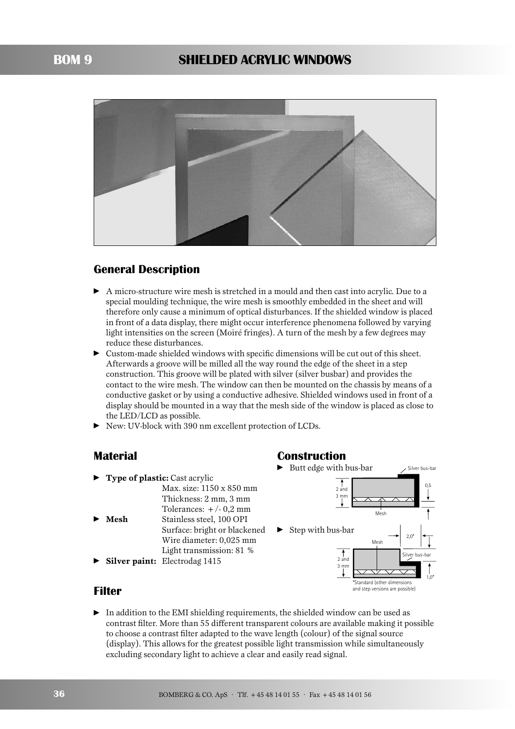# BOM 9 SHIELDED ACRYLIC WINDOWS

## General Description

- A micro-structure wire mesh is stretched in a mould and then cast into acrylic. Due to a special moulding technique, the wire mesh is smoothly embedded in the sheet and will therefore only cause a minimum of optical disturbances. If the shielded window is placed in front of a data display, there might occur interference phenomena followed by varying light intensities on the screen (Moiré fringes). A turn of the mesh by a few degrees may reduce these disturbances.
- Custom-made shielded windows with specific dimensions will be cut out of this sheet. Afterwards a groove will be milled all the way round the edge of the sheet in a step construction. This groove will be plated with silver (silver busbar) and provides the contact to the wire mesh. The window can then be mounted on the chassis by means of a conductive gasket or by using a conductive adhesive. Shielded windows used in front of a display should be mounted in a way that the mesh side of the window is placed as close to the LED/LCD as possible.
- New: UV-block with 390 nm excellent protection of LCDs.

## Material

- **Type of plastic:** Cast acrylic
  Max. size: 1150 x 850 mm
  Thickness: 2 mm, 3 mm
  Tolerances: +/- 0,2 mm
- **Mesh** Stainless steel, 100 OPI
  Surface: bright or blackened
  Wire diameter: 0,025 mm
  Light transmission: 81 %
- **Silver paint:** Electrodag 1415

## Construction

- Butt edge with bus-bar

Silver bus-bar
2 and 3 mm
0,5
Mesh

- Step with bus-bar

Mesh
2,0*
Silver bus-bar
2 and 3 mm
1,0*

*Standard (other dimensions and step versions are possible)

## Filter

- In addition to the EMI shielding requirements, the shielded window can be used as contrast filter. More than 55 different transparent colours are available making it possible to choose a contrast filter adapted to the wave length (colour) of the signal source (display). This allows for the greatest possible light transmission while simultaneously excluding secondary light to achieve a clear and easily read signal.

BOMBERG & CO. ApS · Tlf. +45 48 14 01 55 · Fax +45 48 14 01 56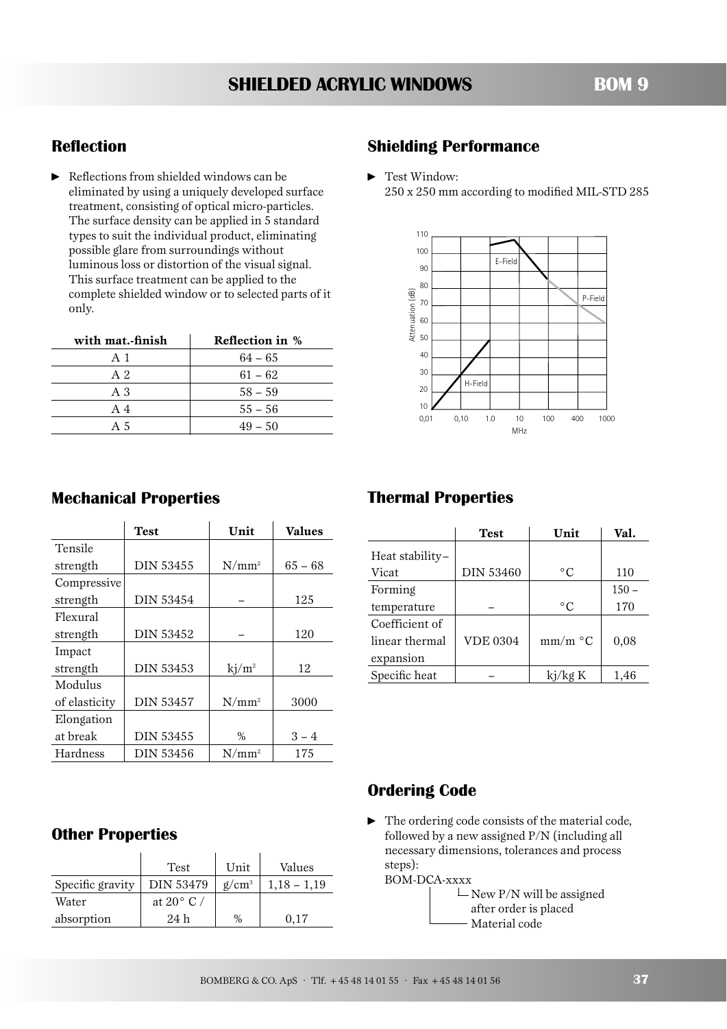# SHIELDED ACRYLIC WINDOWS

**BOM 9**

## Reflection

- Reflections from shielded windows can be eliminated by using a uniquely developed surface treatment, consisting of optical micro-particles. The surface density can be applied in 5 standard types to suit the individual product, eliminating possible glare from surroundings without luminous loss or distortion of the visual signal. This surface treatment can be applied to the complete shielded window or to selected parts of it only.

| with mat.-finish | Reflection in % |
|---|---|
| A 1 | 64 – 65 |
| A 2 | 61 – 62 |
| A 3 | 58 – 59 |
| A 4 | 55 – 56 |
| A 5 | 49 – 50 |

## Shielding Performance

- Test Window:
  250 x 250 mm according to modified MIL-STD 285

Attenuation (dB)
110
100
90
80
70
60
50
40
30
20
10
E-Field
P-Field
H-Field
0,01 0,10 1.0 10 100 400 1000
MHz

## Mechanical Properties

| | Test | Unit | Values |
|---|---|---|---|
| Tensile strength | DIN 53455 | N/mm² | 65 – 68 |
| Compressive strength | DIN 53454 | – | 125 |
| Flexural strength | DIN 53452 | – | 120 |
| Impact strength | DIN 53453 | kj/m² | 12 |
| Modulus of elasticity | DIN 53457 | N/mm² | 3000 |
| Elongation at break | DIN 53455 | % | 3 – 4 |
| Hardness | DIN 53456 | N/mm² | 175 |

## Thermal Properties

| | Test | Unit | Val. |
|---|---|---|---|
| Heat stability–Vicat | DIN 53460 | °C | 110 |
| Forming temperature | – | °C | 150 – 170 |
| Coefficient of linear thermal expansion | VDE 0304 | mm/m °C | 0,08 |
| Specific heat | – | kj/kg K | 1,46 |

## Other Properties

| | Test | Unit | Values |
|---|---|---|---|
| Specific gravity | DIN 53479 | g/cm³ | 1,18 – 1,19 |
| Water absorption | at 20° C / 24 h | % | 0,17 |

## Ordering Code

- The ordering code consists of the material code, followed by a new assigned P/N (including all necessary dimensions, tolerances and process steps):

BOM-DCA-xxxx
- xxxx: New P/N will be assigned after order is placed
- DCA: Material code

BOMBERG & CO. ApS · Tlf. +45 48 14 01 55 · Fax +45 48 14 01 56